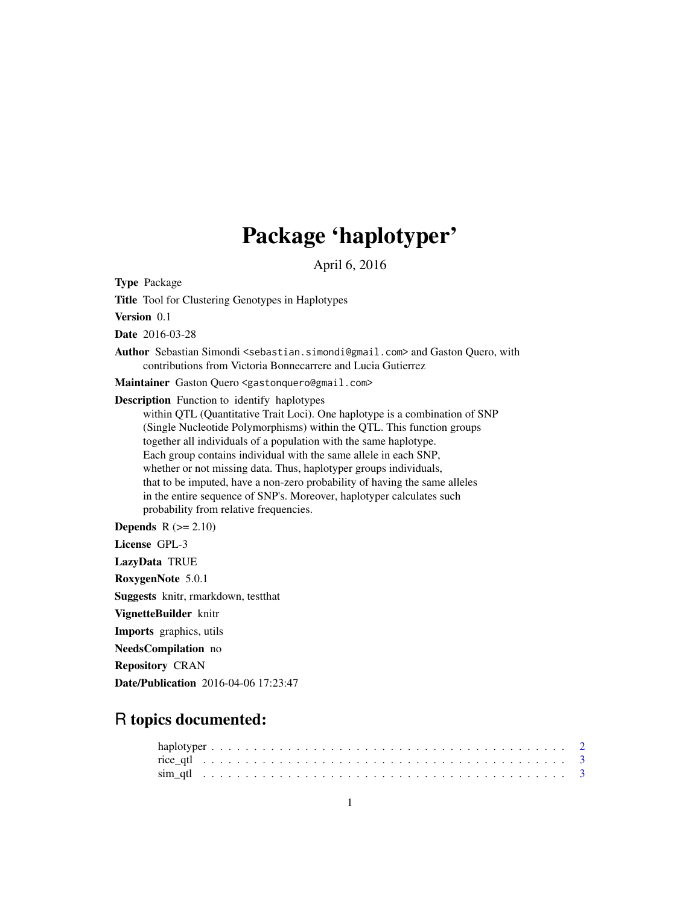# Package 'haplotyper'

April 6, 2016

**Type** Package

**Title** Tool for Clustering Genotypes in Haplotypes

**Version** 0.1

**Date** 2016-03-28

**Author** Sebastian Simondi <sebastian.simondi@gmail.com> and Gaston Quero, with contributions from Victoria Bonnecarrere and Lucia Gutierrez

**Maintainer** Gaston Quero <gastonquero@gmail.com>

**Description** Function to identify haplotypes within QTL (Quantitative Trait Loci). One haplotype is a combination of SNP (Single Nucleotide Polymorphisms) within the QTL. This function groups together all individuals of a population with the same haplotype. Each group contains individual with the same allele in each SNP, whether or not missing data. Thus, haplotyper groups individuals, that to be imputed, have a non-zero probability of having the same alleles in the entire sequence of SNP's. Moreover, haplotyper calculates such probability from relative frequencies.

**Depends** R (>= 2.10)

**License** GPL-3

**LazyData** TRUE

**RoxygenNote** 5.0.1

**Suggests** knitr, rmarkdown, testthat

**VignetteBuilder** knitr

**Imports** graphics, utils

**NeedsCompilation** no

**Repository** CRAN

**Date/Publication** 2016-04-06 17:23:47

## R topics documented:

haplotyper . . . . . . . . . . . . . . . . . . . . . . . . . . . . . . . . . . . . . . . . 2
rice_qtl . . . . . . . . . . . . . . . . . . . . . . . . . . . . . . . . . . . . . . . . . 3
sim_qtl . . . . . . . . . . . . . . . . . . . . . . . . . . . . . . . . . . . . . . . . . . 3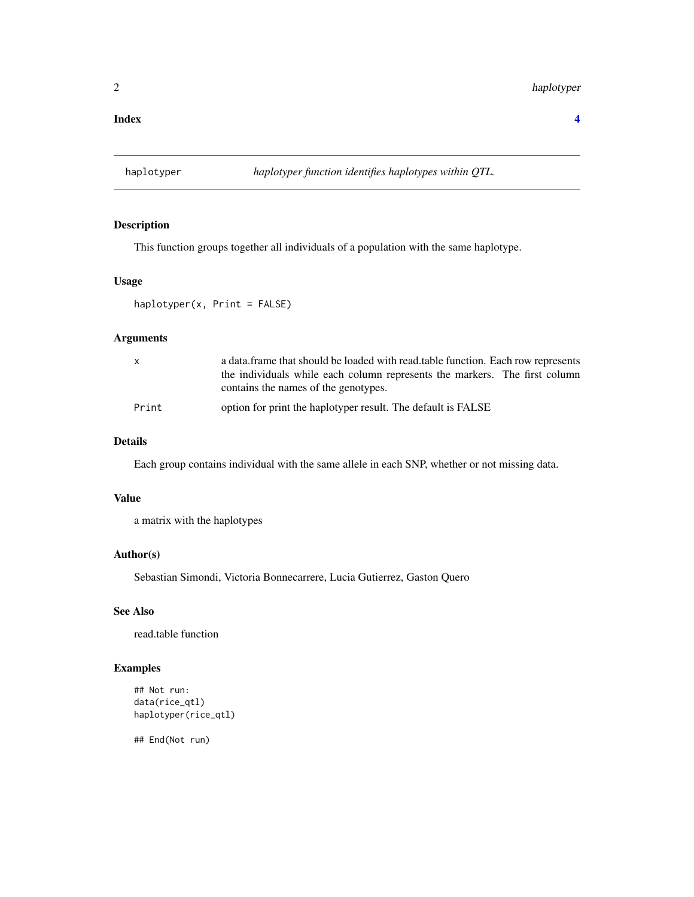**Index** **4**

## haplotyper — *haplotyper function identifies haplotypes within QTL.*

### Description

This function groups together all individuals of a population with the same haplotype.

### Usage

```
haplotyper(x, Print = FALSE)
```

### Arguments

| | |
|---|---|
| `x` | a data.frame that should be loaded with read.table function. Each row represents the individuals while each column represents the markers. The first column contains the names of the genotypes. |
| `Print` | option for print the haplotyper result. The default is FALSE |

### Details

Each group contains individual with the same allele in each SNP, whether or not missing data.

### Value

a matrix with the haplotypes

### Author(s)

Sebastian Simondi, Victoria Bonnecarrere, Lucia Gutierrez, Gaston Quero

### See Also

read.table function

### Examples

```
## Not run:
data(rice_qtl)
haplotyper(rice_qtl)

## End(Not run)
```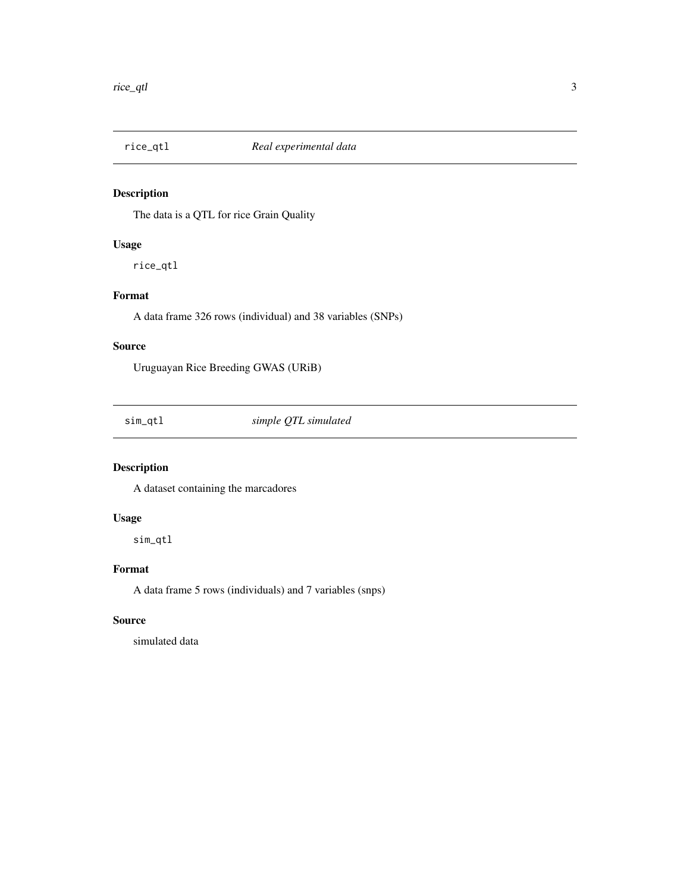## rice_qtl *Real experimental data*

### Description

The data is a QTL for rice Grain Quality

### Usage

```
rice_qtl
```

### Format

A data frame 326 rows (individual) and 38 variables (SNPs)

### Source

Uruguayan Rice Breeding GWAS (URiB)

## sim_qtl *simple QTL simulated*

### Description

A dataset containing the marcadores

### Usage

```
sim_qtl
```

### Format

A data frame 5 rows (individuals) and 7 variables (snps)

### Source

simulated data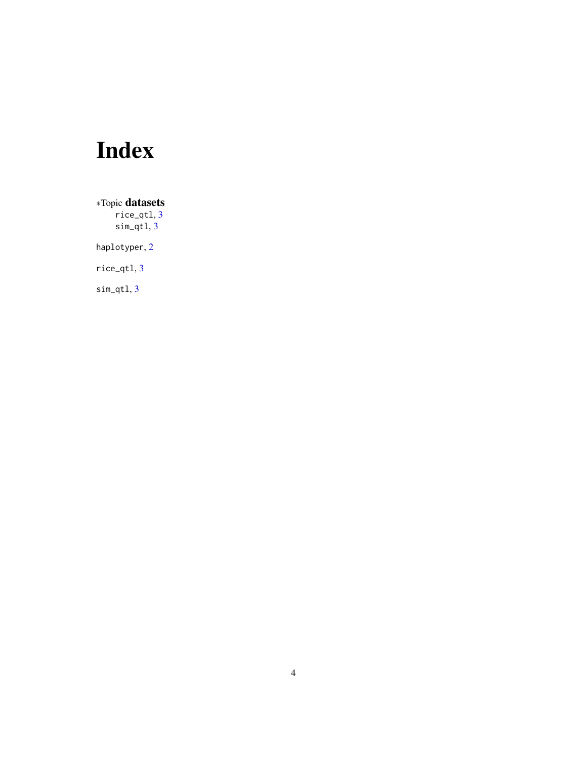# Index

∗Topic **datasets**
- rice_qtl, 3
- sim_qtl, 3

haplotyper, 2

rice_qtl, 3

sim_qtl, 3